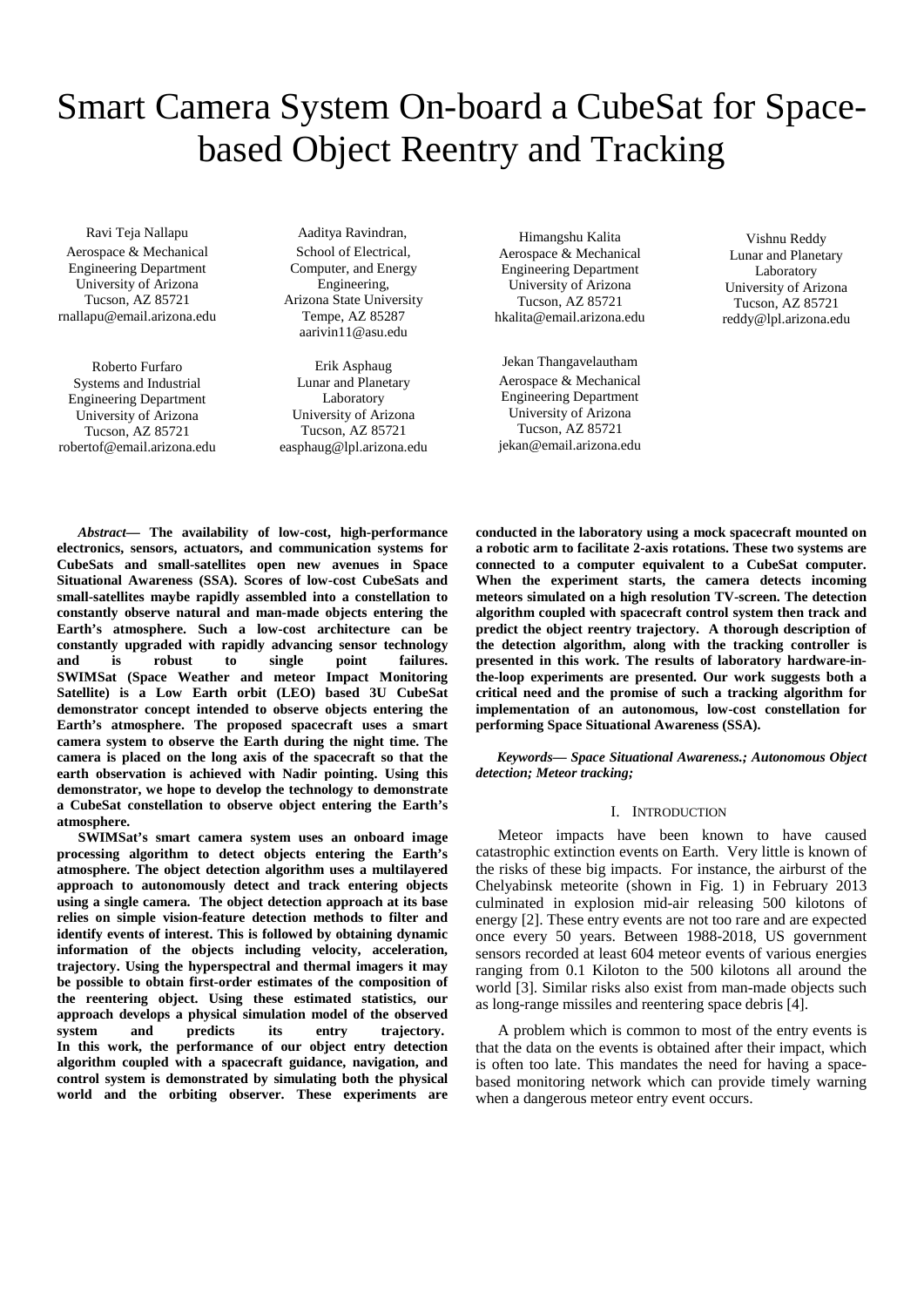# Smart Camera System On-board a CubeSat for Space-based Object Reentry and Tracking

Ravi Teja Nallapu
Aerospace & Mechanical Engineering Department
University of Arizona
Tucson, AZ 85721
rnallapu@email.arizona.edu

Aaditya Ravindran,
School of Electrical, Computer, and Energy Engineering,
Arizona State University
Tempe, AZ 85287
aarivin11@asu.edu

Himangshu Kalita
Aerospace & Mechanical Engineering Department
University of Arizona
Tucson, AZ 85721
hkalita@email.arizona.edu

Vishnu Reddy
Lunar and Planetary Laboratory
University of Arizona
Tucson, AZ 85721
reddy@lpl.arizona.edu

Roberto Furfaro
Systems and Industrial Engineering Department
University of Arizona
Tucson, AZ 85721
robertof@email.arizona.edu

Erik Asphaug
Lunar and Planetary Laboratory
University of Arizona
Tucson, AZ 85721
easphaug@lpl.arizona.edu

Jekan Thangavelautham
Aerospace & Mechanical Engineering Department
University of Arizona
Tucson, AZ 85721
jekan@email.arizona.edu

***Abstract*— The availability of low-cost, high-performance electronics, sensors, actuators, and communication systems for CubeSats and small-satellites open new avenues in Space Situational Awareness (SSA). Scores of low-cost CubeSats and small-satellites maybe rapidly assembled into a constellation to constantly observe natural and man-made objects entering the Earth's atmosphere. Such a low-cost architecture can be constantly upgraded with rapidly advancing sensor technology and is robust to single point failures. SWIMSat (Space Weather and meteor Impact Monitoring Satellite) is a Low Earth orbit (LEO) based 3U CubeSat demonstrator concept intended to observe objects entering the Earth's atmosphere. The proposed spacecraft uses a smart camera system to observe the Earth during the night time. The camera is placed on the long axis of the spacecraft so that the earth observation is achieved with Nadir pointing. Using this demonstrator, we hope to develop the technology to demonstrate a CubeSat constellation to observe object entering the Earth's atmosphere.**

**SWIMSat's smart camera system uses an onboard image processing algorithm to detect objects entering the Earth's atmosphere. The object detection algorithm uses a multilayered approach to autonomously detect and track entering objects using a single camera. The object detection approach at its base relies on simple vision-feature detection methods to filter and identify events of interest. This is followed by obtaining dynamic information of the objects including velocity, acceleration, trajectory. Using the hyperspectral and thermal imagers it may be possible to obtain first-order estimates of the composition of the reentering object. Using these estimated statistics, our approach develops a physical simulation model of the observed system and predicts its entry trajectory. In this work, the performance of our object entry detection algorithm coupled with a spacecraft guidance, navigation, and control system is demonstrated by simulating both the physical world and the orbiting observer. These experiments are conducted in the laboratory using a mock spacecraft mounted on a robotic arm to facilitate 2-axis rotations. These two systems are connected to a computer equivalent to a CubeSat computer. When the experiment starts, the camera detects incoming meteors simulated on a high resolution TV-screen. The detection algorithm coupled with spacecraft control system then track and predict the object reentry trajectory. A thorough description of the detection algorithm, along with the tracking controller is presented in this work. The results of laboratory hardware-in-the-loop experiments are presented. Our work suggests both a critical need and the promise of such a tracking algorithm for implementation of an autonomous, low-cost constellation for performing Space Situational Awareness (SSA).**

***Keywords— Space Situational Awareness.; Autonomous Object detection; Meteor tracking;***

## I. Introduction

Meteor impacts have been known to have caused catastrophic extinction events on Earth. Very little is known of the risks of these big impacts. For instance, the airburst of the Chelyabinsk meteorite (shown in Fig. 1) in February 2013 culminated in explosion mid-air releasing 500 kilotons of energy [2]. These entry events are not too rare and are expected once every 50 years. Between 1988-2018, US government sensors recorded at least 604 meteor events of various energies ranging from 0.1 Kiloton to the 500 kilotons all around the world [3]. Similar risks also exist from man-made objects such as long-range missiles and reentering space debris [4].

A problem which is common to most of the entry events is that the data on the events is obtained after their impact, which is often too late. This mandates the need for having a space-based monitoring network which can provide timely warning when a dangerous meteor entry event occurs.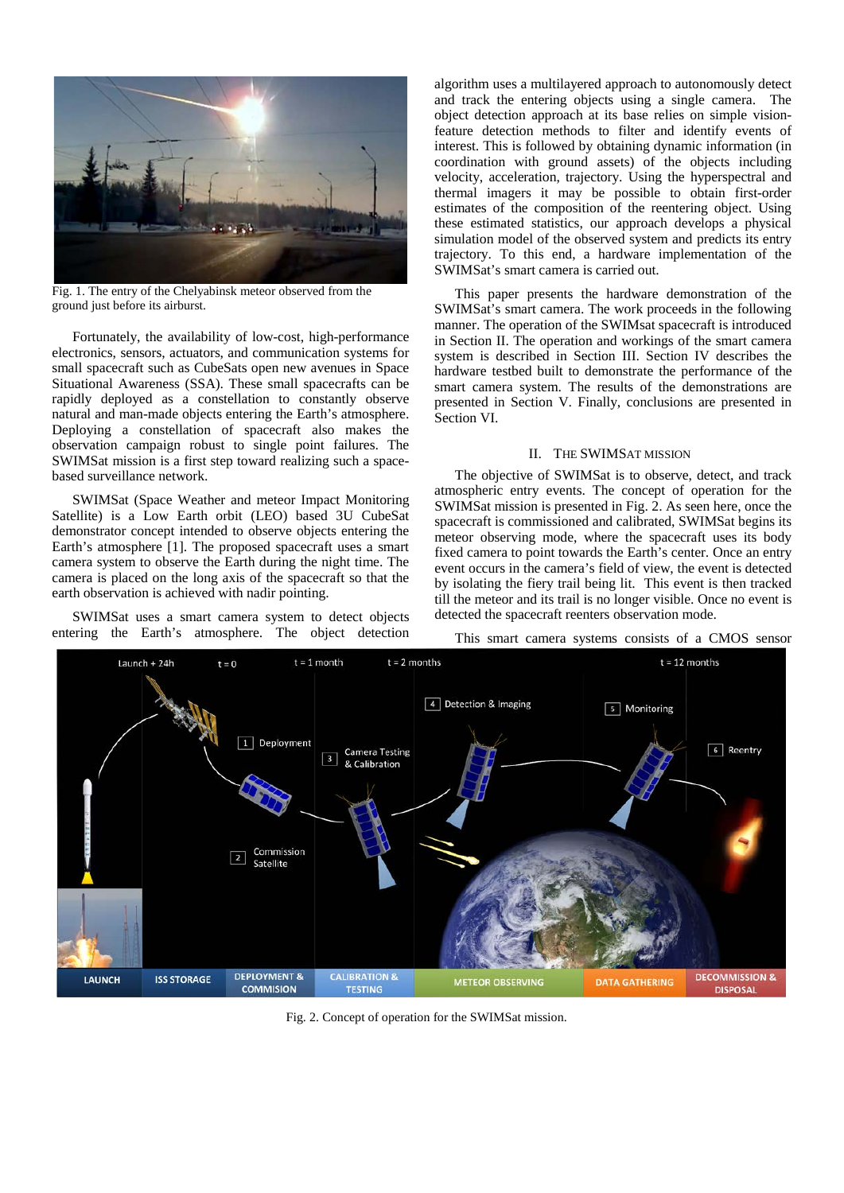Fig. 1. The entry of the Chelyabinsk meteor observed from the ground just before its airburst.

Fortunately, the availability of low-cost, high-performance electronics, sensors, actuators, and communication systems for small spacecraft such as CubeSats open new avenues in Space Situational Awareness (SSA). These small spacecrafts can be rapidly deployed as a constellation to constantly observe natural and man-made objects entering the Earth's atmosphere. Deploying a constellation of spacecraft also makes the observation campaign robust to single point failures. The SWIMSat mission is a first step toward realizing such a space-based surveillance network.

SWIMSat (Space Weather and meteor Impact Monitoring Satellite) is a Low Earth orbit (LEO) based 3U CubeSat demonstrator concept intended to observe objects entering the Earth's atmosphere [1]. The proposed spacecraft uses a smart camera system to observe the Earth during the night time. The camera is placed on the long axis of the spacecraft so that the earth observation is achieved with nadir pointing.

SWIMSat uses a smart camera system to detect objects entering the Earth's atmosphere. The object detection algorithm uses a multilayered approach to autonomously detect and track the entering objects using a single camera. The object detection approach at its base relies on simple vision-feature detection methods to filter and identify events of interest. This is followed by obtaining dynamic information (in coordination with ground assets) of the objects including velocity, acceleration, trajectory. Using the hyperspectral and thermal imagers it may be possible to obtain first-order estimates of the composition of the reentering object. Using these estimated statistics, our approach develops a physical simulation model of the observed system and predicts its entry trajectory. To this end, a hardware implementation of the SWIMSat's smart camera is carried out.

This paper presents the hardware demonstration of the SWIMSat's smart camera. The work proceeds in the following manner. The operation of the SWIMsat spacecraft is introduced in Section II. The operation and workings of the smart camera system is described in Section III. Section IV describes the hardware testbed built to demonstrate the performance of the smart camera. The results of the demonstrations are presented in Section V. Finally, conclusions are presented in Section VI.

## II. The SWIMSat Mission

The objective of SWIMSat is to observe, detect, and track atmospheric entry events. The concept of operation for the SWIMSat mission is presented in Fig. 2. As seen here, once the spacecraft is commissioned and calibrated, SWIMSat begins its meteor observing mode, where the spacecraft uses its body fixed camera to point towards the Earth's center. Once an entry event occurs in the camera's field of view, the event is detected by isolating the fiery trail being lit. This event is then tracked till the meteor and its trail is no longer visible. Once no event is detected the spacecraft reenters observation mode.

This smart camera systems consists of a CMOS sensor

Launch + 24h
t = 0
t = 1 month
t = 2 months
t = 12 months
1 Deployment
2 Commission Satellite
3 Camera Testing & Calibration
4 Detection & Imaging
5 Monitoring
6 Reentry
LAUNCH
ISS STORAGE
DEPLOYMENT & COMMISION
CALIBRATION & TESTING
METEOR OBSERVING
DATA GATHERING
DECOMMISSION & DISPOSAL

Fig. 2. Concept of operation for the SWIMSat mission.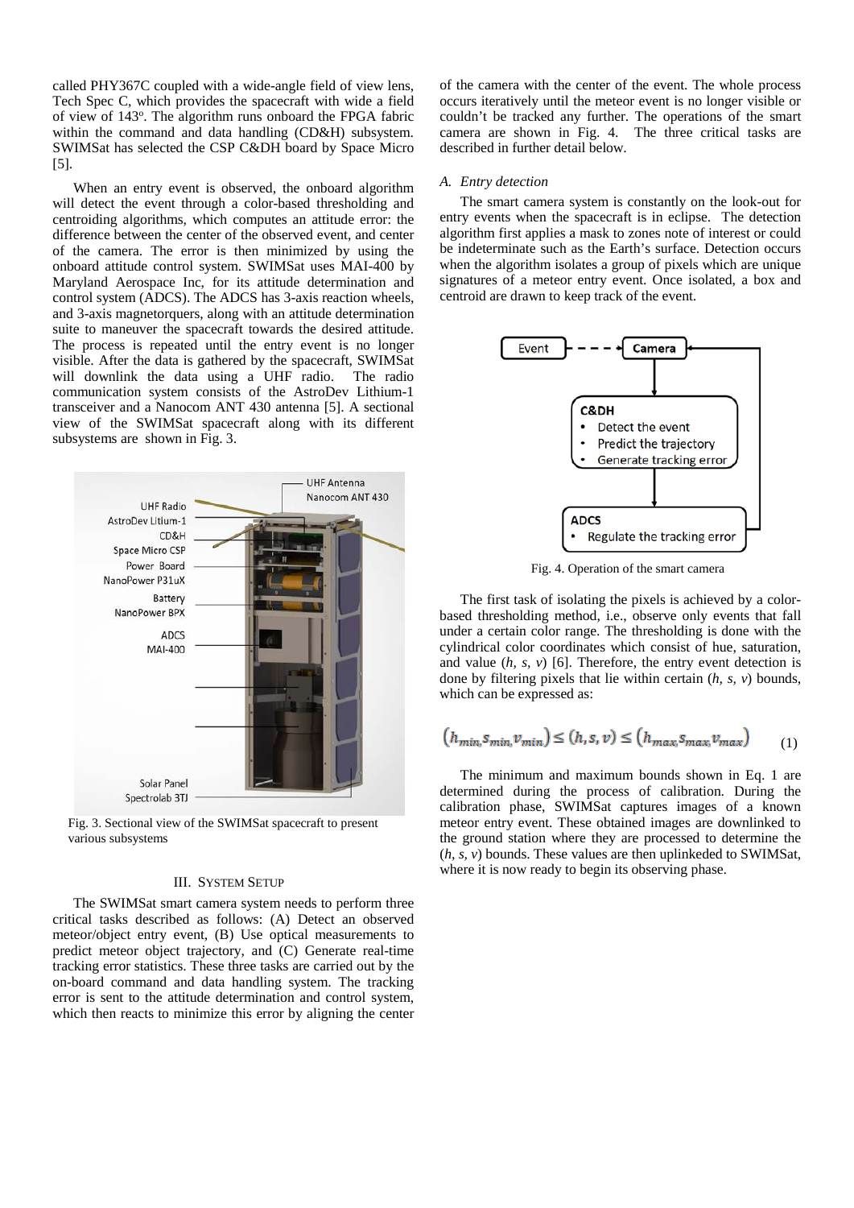called PHY367C coupled with a wide-angle field of view lens, Tech Spec C, which provides the spacecraft with wide a field of view of 143°. The algorithm runs onboard the FPGA fabric within the command and data handling (CD&H) subsystem. SWIMSat has selected the CSP C&DH board by Space Micro [5].

When an entry event is observed, the onboard algorithm will detect the event through a color-based thresholding and centroiding algorithms, which computes an attitude error: the difference between the center of the observed event, and center of the camera. The error is then minimized by using the onboard attitude control system. SWIMSat uses MAI-400 by Maryland Aerospace Inc, for its attitude determination and control system (ADCS). The ADCS has 3-axis reaction wheels, and 3-axis magnetorquers, along with an attitude determination suite to maneuver the spacecraft towards the desired attitude. The process is repeated until the entry event is no longer visible. After the data is gathered by the spacecraft, SWIMSat will downlink the data using a UHF radio. The radio communication system consists of the AstroDev Lithium-1 transceiver and a Nanocom ANT 430 antenna [5]. A sectional view of the SWIMSat spacecraft along with its different subsystems are shown in Fig. 3.

Fig. 3. Sectional view of the SWIMSat spacecraft to present various subsystems

## III. System Setup

The SWIMSat smart camera system needs to perform three critical tasks described as follows: (A) Detect an observed meteor/object entry event, (B) Use optical measurements to predict meteor object trajectory, and (C) Generate real-time tracking error statistics. These three tasks are carried out by the on-board command and data handling system. The tracking error is sent to the attitude determination and control system, which then reacts to minimize this error by aligning the center of the camera with the center of the event. The whole process occurs iteratively until the meteor event is no longer visible or couldn't be tracked any further. The operations of the smart camera are shown in Fig. 4. The three critical tasks are described in further detail below.

### *A. Entry detection*

The smart camera system is constantly on the look-out for entry events when the spacecraft is in eclipse. The detection algorithm first applies a mask to zones note of interest or could be indeterminate such as the Earth's surface. Detection occurs when the algorithm isolates a group of pixels which are unique signatures of a meteor entry event. Once isolated, a box and centroid are drawn to keep track of the event.

Fig. 4. Operation of the smart camera

The first task of isolating the pixels is achieved by a color-based thresholding method, i.e., observe only events that fall under a certain color range. The thresholding is done with the cylindrical color coordinates which consist of hue, saturation, and value ($h$, $s$, $v$) [6]. Therefore, the entry event detection is done by filtering pixels that lie within certain ($h$, $s$, $v$) bounds, which can be expressed as:

$$(h_{min}, s_{min}, v_{min}) \leq (h, s, v) \leq (h_{max}, s_{max}, v_{max}) \tag{1}$$

The minimum and maximum bounds shown in Eq. 1 are determined during the process of calibration. During the calibration phase, SWIMSat captures images of a known meteor entry event. These obtained images are downlinked to the ground station where they are processed to determine the ($h$, $s$, $v$) bounds. These values are then uplinkeded to SWIMSat, where it is now ready to begin its observing phase.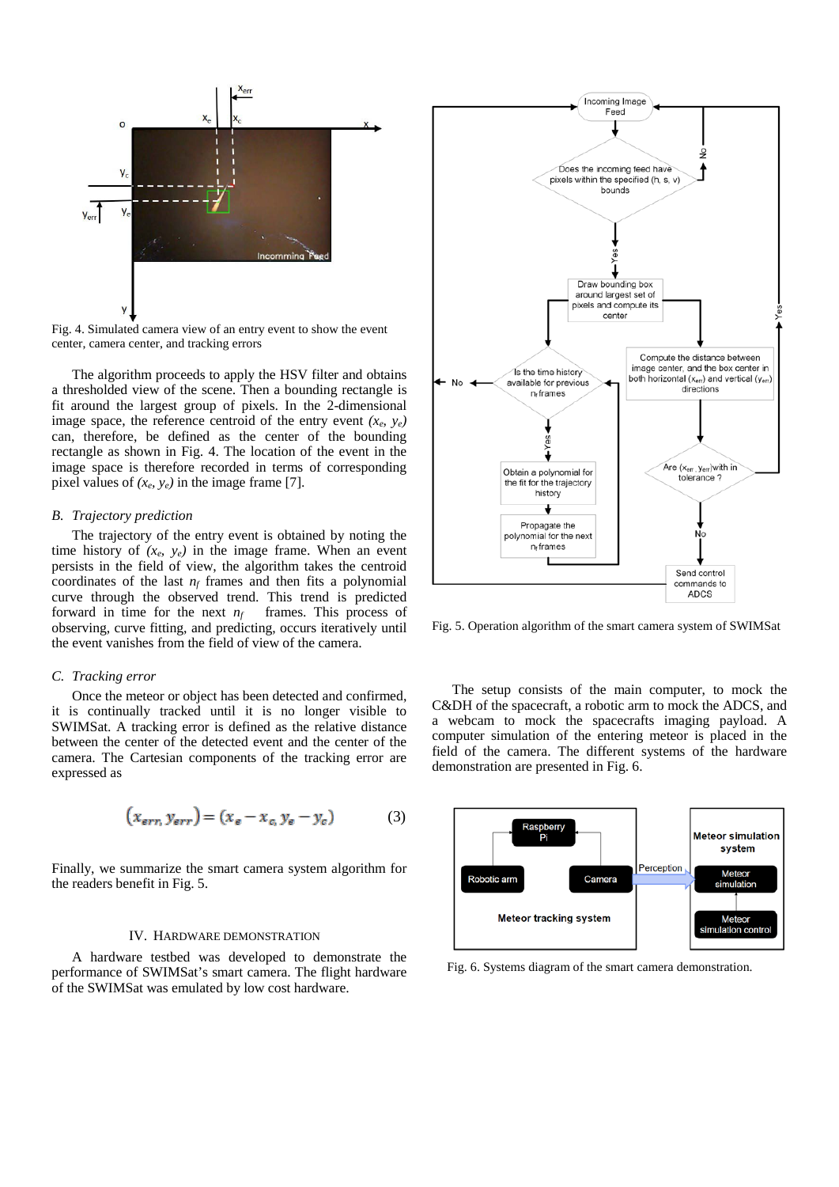Fig. 4. Simulated camera view of an entry event to show the event center, camera center, and tracking errors

The algorithm proceeds to apply the HSV filter and obtains a thresholded view of the scene. Then a bounding rectangle is fit around the largest group of pixels. In the 2-dimensional image space, the reference centroid of the entry event $(x_e, y_e)$ can, therefore, be defined as the center of the bounding rectangle as shown in Fig. 4. The location of the event in the image space is therefore recorded in terms of corresponding pixel values of $(x_e, y_e)$ in the image frame [7].

### *B. Trajectory prediction*

The trajectory of the entry event is obtained by noting the time history of $(x_e, y_e)$ in the image frame. When an event persists in the field of view, the algorithm takes the centroid coordinates of the last $n_f$ frames and then fits a polynomial curve through the observed trend. This trend is predicted forward in time for the next $n_f$ frames. This process of observing, curve fitting, and predicting, occurs iteratively until the event vanishes from the field of view of the camera.

### *C. Tracking error*

Once the meteor or object has been detected and confirmed, it is continually tracked until it is no longer visible to SWIMSat. A tracking error is defined as the relative distance between the center of the detected event and the center of the camera. The Cartesian components of the tracking error are expressed as

$$(x_{err}, y_{err}) = (x_e - x_c, y_e - y_c) \tag{3}$$

Finally, we summarize the smart camera system algorithm for the readers benefit in Fig. 5.

## IV. Hardware Demonstration

A hardware testbed was developed to demonstrate the performance of SWIMSat's smart camera. The flight hardware of the SWIMSat was emulated by low cost hardware.

Fig. 5. Operation algorithm of the smart camera system of SWIMSat

The setup consists of the main computer, to mock the C&DH of the spacecraft, a robotic arm to mock the ADCS, and a webcam to mock the spacecrafts imaging payload. A computer simulation of the entering meteor is placed in the field of the camera. The different systems of the hardware demonstration are presented in Fig. 6.

Fig. 6. Systems diagram of the smart camera demonstration.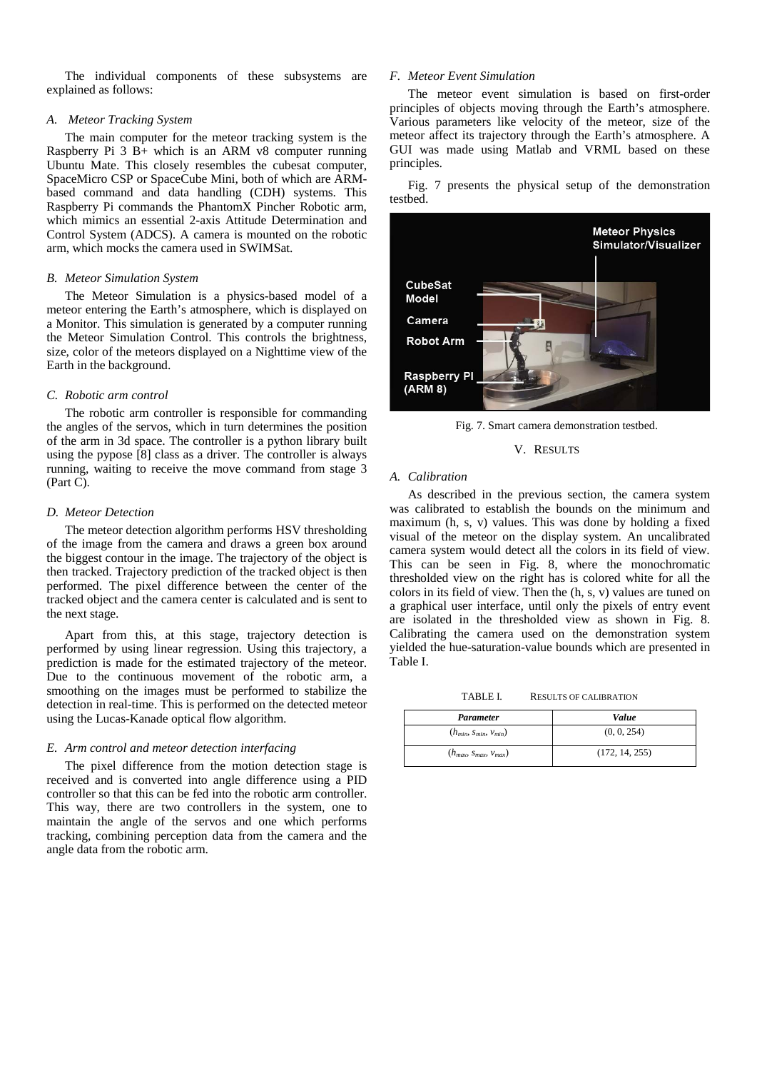The individual components of these subsystems are explained as follows:

### *A. Meteor Tracking System*

The main computer for the meteor tracking system is the Raspberry Pi 3 B+ which is an ARM v8 computer running Ubuntu Mate. This closely resembles the cubesat computer, SpaceMicro CSP or SpaceCube Mini, both of which are ARM-based command and data handling (CDH) systems. This Raspberry Pi commands the PhantomX Pincher Robotic arm, which mimics an essential 2-axis Attitude Determination and Control System (ADCS). A camera is mounted on the robotic arm, which mocks the camera used in SWIMSat.

### *B. Meteor Simulation System*

The Meteor Simulation is a physics-based model of a meteor entering the Earth's atmosphere, which is displayed on a Monitor. This simulation is generated by a computer running the Meteor Simulation Control. This controls the brightness, size, color of the meteors displayed on a Nighttime view of the Earth in the background.

### *C. Robotic arm control*

The robotic arm controller is responsible for commanding the angles of the servos, which in turn determines the position of the arm in 3d space. The controller is a python library built using the pypose [8] class as a driver. The controller is always running, waiting to receive the move command from stage 3 (Part C).

### *D. Meteor Detection*

The meteor detection algorithm performs HSV thresholding of the image from the camera and draws a green box around the biggest contour in the image. The trajectory of the object is then tracked. Trajectory prediction of the tracked object is then performed. The pixel difference between the center of the tracked object and the camera center is calculated and is sent to the next stage.

Apart from this, at this stage, trajectory detection is performed by using linear regression. Using this trajectory, a prediction is made for the estimated trajectory of the meteor. Due to the continuous movement of the robotic arm, a smoothing on the images must be performed to stabilize the detection in real-time. This is performed on the detected meteor using the Lucas-Kanade optical flow algorithm.

### *E. Arm control and meteor detection interfacing*

The pixel difference from the motion detection stage is received and is converted into angle difference using a PID controller so that this can be fed into the robotic arm controller. This way, there are two controllers in the system, one to maintain the angle of the servos and one which performs tracking, combining perception data from the camera and the angle data from the robotic arm.

### *F. Meteor Event Simulation*

The meteor event simulation is based on first-order principles of objects moving through the Earth's atmosphere. Various parameters like velocity of the meteor, size of the meteor affect its trajectory through the Earth's atmosphere. A GUI was made using Matlab and VRML based on these principles.

Fig. 7 presents the physical setup of the demonstration testbed.

Meteor Physics Simulator/Visualizer

CubeSat Model

Camera

Robot Arm

Raspberry PI (ARM 8)

Fig. 7. Smart camera demonstration testbed.

## V. Results

### *A. Calibration*

As described in the previous section, the camera system was calibrated to establish the bounds on the minimum and maximum (h, s, v) values. This was done by holding a fixed visual of the meteor on the display system. An uncalibrated camera system would detect all the colors in its field of view. This can be seen in Fig. 8, where the monochromatic thresholded view on the right has is colored white for all the colors in its field of view. Then the (h, s, v) values are tuned on a graphical user interface, until only the pixels of entry event are isolated in the thresholded view as shown in Fig. 8. Calibrating the camera used on the demonstration system yielded the hue-saturation-value bounds which are presented in Table I.

TABLE I. Results of Calibration

| *Parameter* | *Value* |
|---|---|
| $(h_{min}, s_{min}, v_{min})$ | (0, 0, 254) |
| $(h_{max}, s_{max}, v_{max})$ | (172, 14, 255) |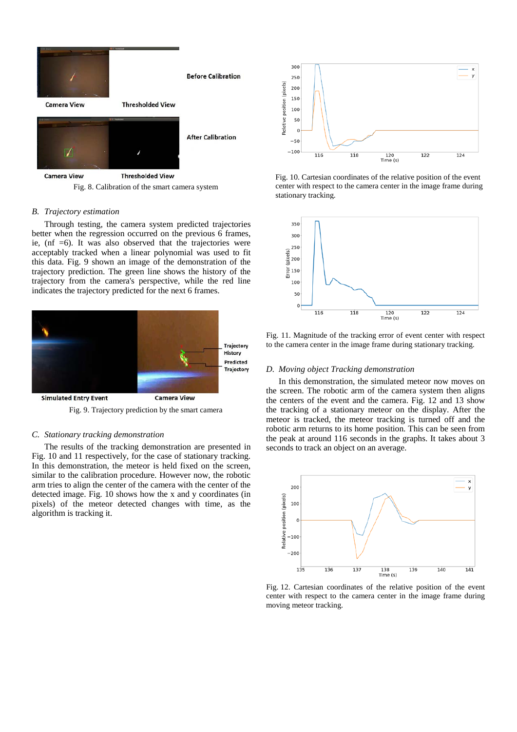Fig. 8. Calibration of the smart camera system

### B. Trajectory estimation

Through testing, the camera system predicted trajectories better when the regression occurred on the previous 6 frames, ie, (nf =6). It was also observed that the trajectories were acceptably tracked when a linear polynomial was used to fit this data. Fig. 9 shown an image of the demonstration of the trajectory prediction. The green line shows the history of the trajectory from the camera's perspective, while the red line indicates the trajectory predicted for the next 6 frames.

Fig. 9. Trajectory prediction by the smart camera

### C. Stationary tracking demonstration

The results of the tracking demonstration are presented in Fig. 10 and 11 respectively, for the case of stationary tracking. In this demonstration, the meteor is held fixed on the screen, similar to the calibration procedure. However now, the robotic arm tries to align the center of the camera with the center of the detected image. Fig. 10 shows how the x and y coordinates (in pixels) of the meteor detected changes with time, as the algorithm is tracking it.

Fig. 10. Cartesian coordinates of the relative position of the event center with respect to the camera center in the image frame during stationary tracking.

Fig. 11. Magnitude of the tracking error of event center with respect to the camera center in the image frame during stationary tracking.

### D. Moving object Tracking demonstration

In this demonstration, the simulated meteor now moves on the screen. The robotic arm of the camera system then aligns the centers of the event and the camera. Fig. 12 and 13 show the tracking of a stationary meteor on the display. After the meteor is tracked, the meteor tracking is turned off and the robotic arm returns to its home position. This can be seen from the peak at around 116 seconds in the graphs. It takes about 3 seconds to track an object on an average.

Fig. 12. Cartesian coordinates of the relative position of the event center with respect to the camera center in the image frame during moving meteor tracking.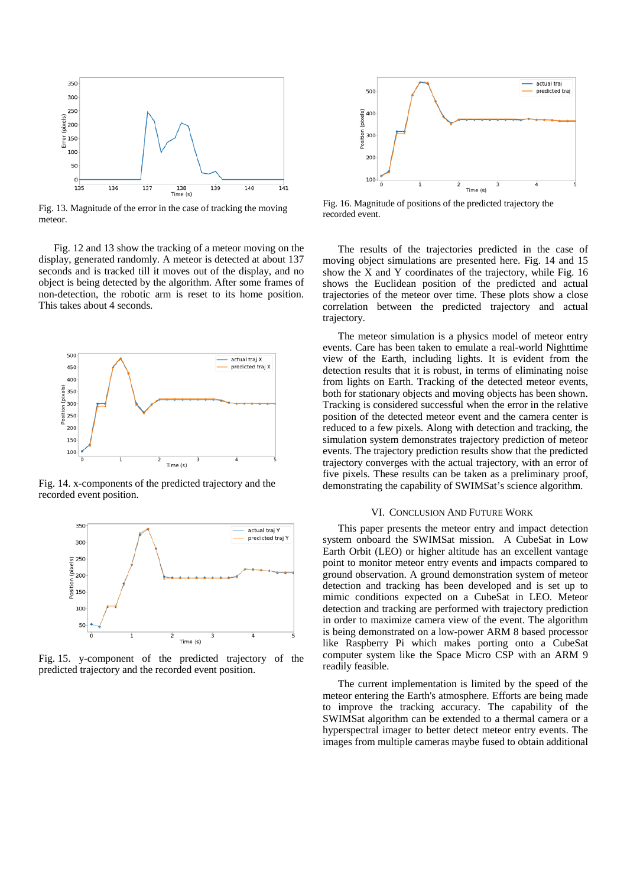Fig. 13. Magnitude of the error in the case of tracking the moving meteor.

Fig. 12 and 13 show the tracking of a meteor moving on the display, generated randomly. A meteor is detected at about 137 seconds and is tracked till it moves out of the display, and no object is being detected by the algorithm. After some frames of non-detection, the robotic arm is reset to its home position. This takes about 4 seconds.

Fig. 14. x-components of the predicted trajectory and the recorded event position.

Fig. 15. y-component of the predicted trajectory of the predicted trajectory and the recorded event position.

Fig. 16. Magnitude of positions of the predicted trajectory the recorded event.

The results of the trajectories predicted in the case of moving object simulations are presented here. Fig. 14 and 15 show the X and Y coordinates of the trajectory, while Fig. 16 shows the Euclidean position of the predicted and actual trajectories of the meteor over time. These plots show a close correlation between the predicted trajectory and actual trajectory.

The meteor simulation is a physics model of meteor entry events. Care has been taken to emulate a real-world Nighttime view of the Earth, including lights. It is evident from the detection results that it is robust, in terms of eliminating noise from lights on Earth. Tracking of the detected meteor events, both for stationary objects and moving objects has been shown. Tracking is considered successful when the error in the relative position of the detected meteor event and the camera center is reduced to a few pixels. Along with detection and tracking, the simulation system demonstrates trajectory prediction of meteor events. The trajectory prediction results show that the predicted trajectory converges with the actual trajectory, with an error of five pixels. These results can be taken as a preliminary proof, demonstrating the capability of SWIMSat's science algorithm.

## VI. Conclusion and Future Work

This paper presents the meteor entry and impact detection system onboard the SWIMSat mission. A CubeSat in Low Earth Orbit (LEO) or higher altitude has an excellent vantage point to monitor meteor entry events and impacts compared to ground observation. A ground demonstration system of meteor detection and tracking has been developed and is set up to mimic conditions expected on a CubeSat in LEO. Meteor detection and tracking are performed with trajectory prediction in order to maximize camera view of the event. The algorithm is being demonstrated on a low-power ARM 8 based processor like Raspberry Pi which makes porting onto a CubeSat computer system like the Space Micro CSP with an ARM 9 readily feasible.

The current implementation is limited by the speed of the meteor entering the Earth's atmosphere. Efforts are being made to improve the tracking accuracy. The capability of the SWIMSat algorithm can be extended to a thermal camera or a hyperspectral imager to better detect meteor entry events. The images from multiple cameras maybe fused to obtain additional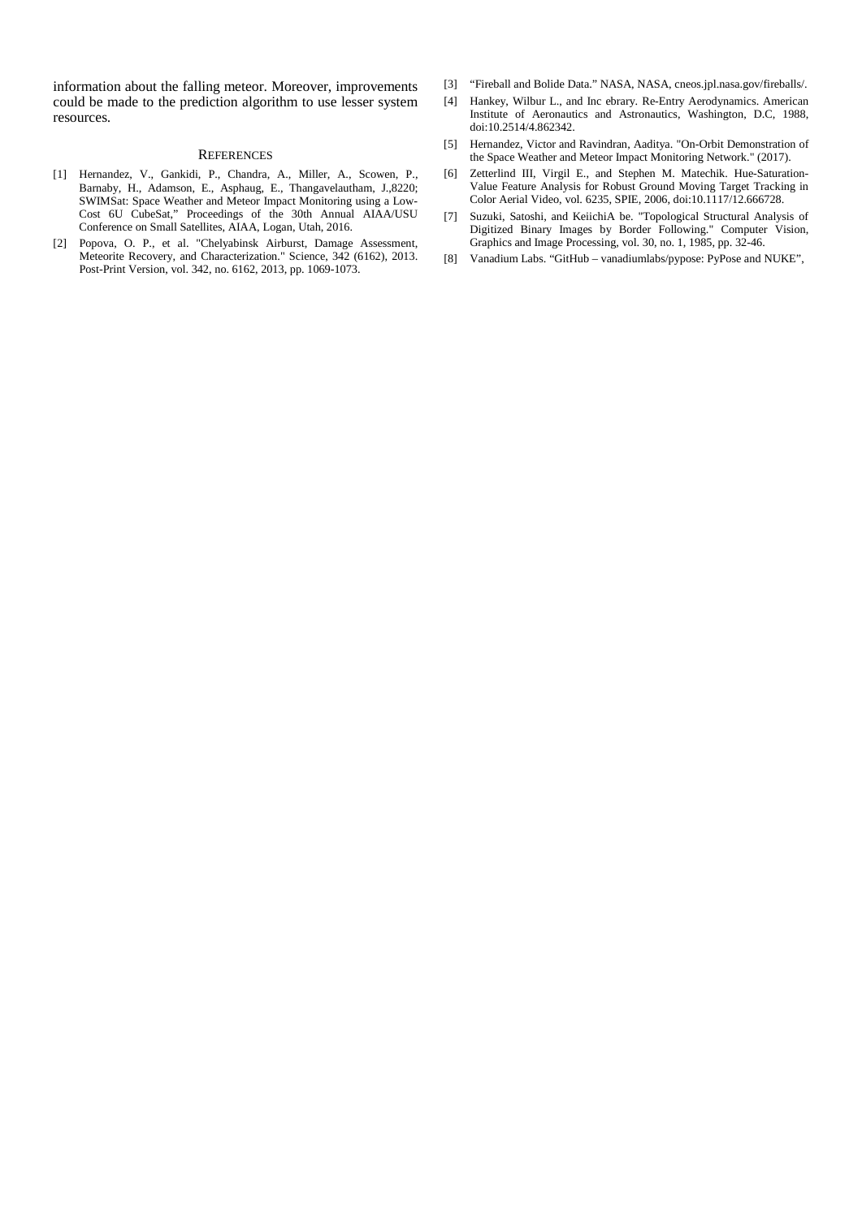information about the falling meteor. Moreover, improvements could be made to the prediction algorithm to use lesser system resources.

## References

[1] Hernandez, V., Gankidi, P., Chandra, A., Miller, A., Scowen, P., Barnaby, H., Adamson, E., Asphaug, E., Thangavelautham, J.,8220; SWIMSat: Space Weather and Meteor Impact Monitoring using a Low-Cost 6U CubeSat," Proceedings of the 30th Annual AIAA/USU Conference on Small Satellites, AIAA, Logan, Utah, 2016.

[2] Popova, O. P., et al. "Chelyabinsk Airburst, Damage Assessment, Meteorite Recovery, and Characterization." Science, 342 (6162), 2013. Post-Print Version, vol. 342, no. 6162, 2013, pp. 1069-1073.

[3] "Fireball and Bolide Data." NASA, NASA, cneos.jpl.nasa.gov/fireballs/.

[4] Hankey, Wilbur L., and Inc ebrary. Re-Entry Aerodynamics. American Institute of Aeronautics and Astronautics, Washington, D.C, 1988, doi:10.2514/4.862342.

[5] Hernandez, Victor and Ravindran, Aaditya. "On-Orbit Demonstration of the Space Weather and Meteor Impact Monitoring Network." (2017).

[6] Zetterlind III, Virgil E., and Stephen M. Matechik. Hue-Saturation-Value Feature Analysis for Robust Ground Moving Target Tracking in Color Aerial Video, vol. 6235, SPIE, 2006, doi:10.1117/12.666728.

[7] Suzuki, Satoshi, and KeiichiA be. "Topological Structural Analysis of Digitized Binary Images by Border Following." Computer Vision, Graphics and Image Processing, vol. 30, no. 1, 1985, pp. 32-46.

[8] Vanadium Labs. "GitHub – vanadiumlabs/pypose: PyPose and NUKE",